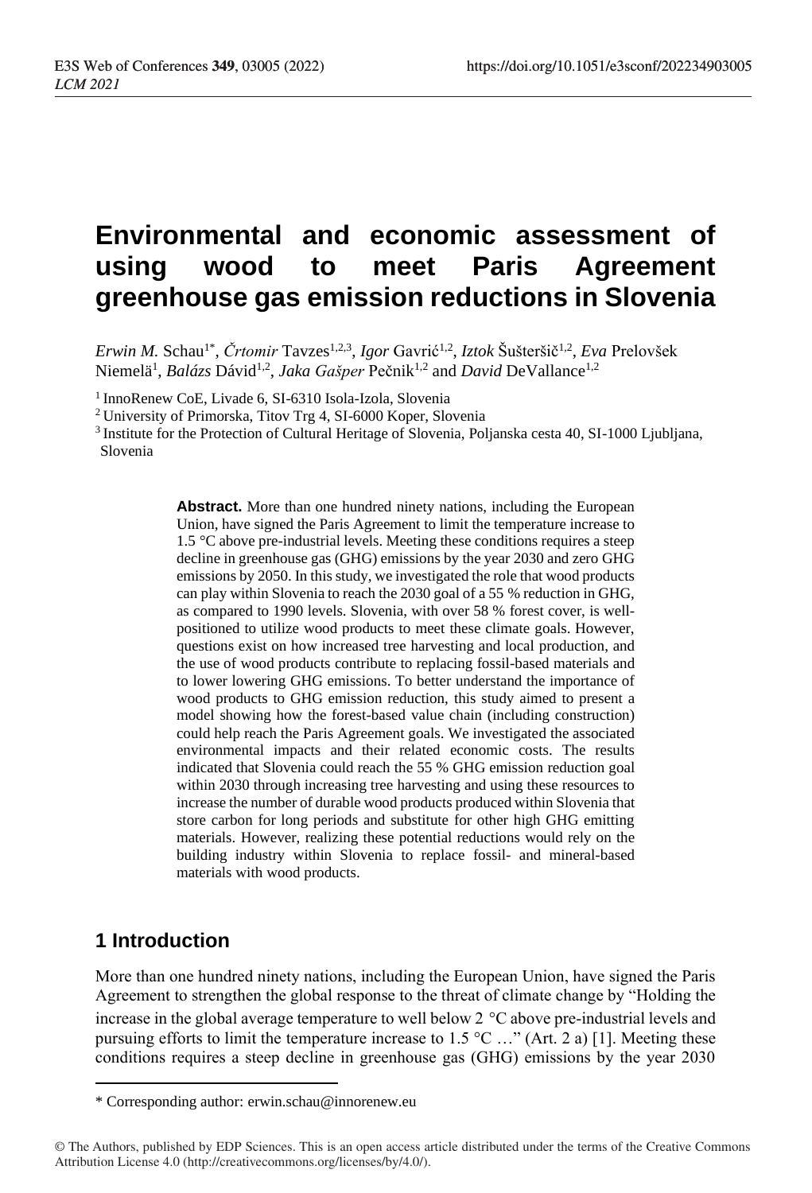# Environmental and economic assessment of using wood to meet Paris Agreement greenhouse gas emission reductions in Slovenia

*Erwin M.* Schau[1*], *Črtomir* Tavzes[1,2,3], *Igor* Gavrić[1,2], *Iztok* Šušteršič[1,2], *Eva* Prelovšek Niemelä[1], *Balázs* Dávid[1,2], *Jaka Gašper* Pečnik[1,2] and *David* DeVallance[1,2]

[1] InnoRenew CoE, Livade 6, SI-6310 Isola-Izola, Slovenia

[2] University of Primorska, Titov Trg 4, SI-6000 Koper, Slovenia

[3] Institute for the Protection of Cultural Heritage of Slovenia, Poljanska cesta 40, SI-1000 Ljubljana, Slovenia

**Abstract.** More than one hundred ninety nations, including the European Union, have signed the Paris Agreement to limit the temperature increase to 1.5 °C above pre-industrial levels. Meeting these conditions requires a steep decline in greenhouse gas (GHG) emissions by the year 2030 and zero GHG emissions by 2050. In this study, we investigated the role that wood products can play within Slovenia to reach the 2030 goal of a 55 % reduction in GHG, as compared to 1990 levels. Slovenia, with over 58 % forest cover, is well-positioned to utilize wood products to meet these climate goals. However, questions exist on how increased tree harvesting and local production, and the use of wood products contribute to replacing fossil-based materials and to lower lowering GHG emissions. To better understand the importance of wood products to GHG emission reduction, this study aimed to present a model showing how the forest-based value chain (including construction) could help reach the Paris Agreement goals. We investigated the associated environmental impacts and their related economic costs. The results indicated that Slovenia could reach the 55 % GHG emission reduction goal within 2030 through increasing tree harvesting and using these resources to increase the number of durable wood products produced within Slovenia that store carbon for long periods and substitute for other high GHG emitting materials. However, realizing these potential reductions would rely on the building industry within Slovenia to replace fossil- and mineral-based materials with wood products.

## 1 Introduction

More than one hundred ninety nations, including the European Union, have signed the Paris Agreement to strengthen the global response to the threat of climate change by "Holding the increase in the global average temperature to well below 2 °C above pre-industrial levels and pursuing efforts to limit the temperature increase to 1.5 °C …" (Art. 2 a) [1]. Meeting these conditions requires a steep decline in greenhouse gas (GHG) emissions by the year 2030

\* Corresponding author: erwin.schau@innorenew.eu

© The Authors, published by EDP Sciences. This is an open access article distributed under the terms of the Creative Commons Attribution License 4.0 (http://creativecommons.org/licenses/by/4.0/).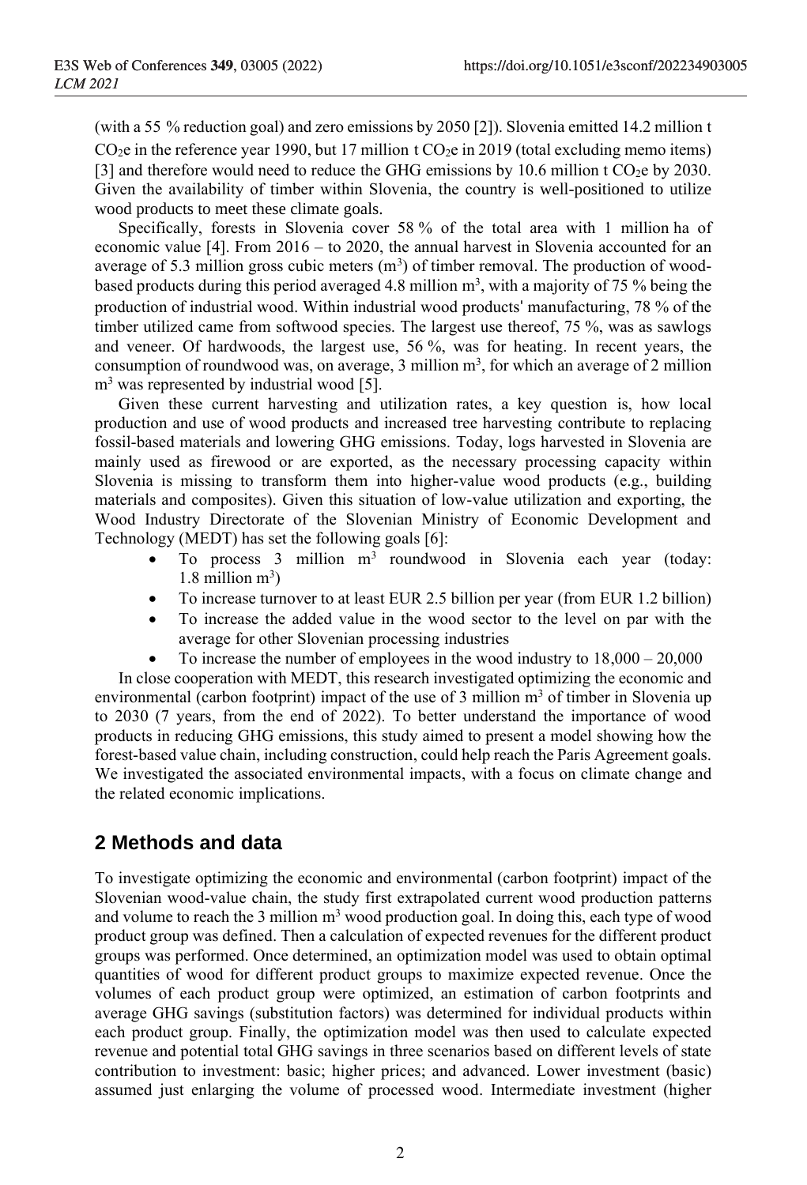(with a 55 % reduction goal) and zero emissions by 2050 [2]). Slovenia emitted 14.2 million t $CO_2$e in the reference year 1990, but 17 million t $CO_2$e in 2019 (total excluding memo items) [3] and therefore would need to reduce the GHG emissions by 10.6 million t $CO_2$e by 2030. Given the availability of timber within Slovenia, the country is well-positioned to utilize wood products to meet these climate goals.

Specifically, forests in Slovenia cover 58 % of the total area with 1 million ha of economic value [4]. From 2016 – to 2020, the annual harvest in Slovenia accounted for an average of 5.3 million gross cubic meters ($m^3$) of timber removal. The production of wood-based products during this period averaged 4.8 million $m^3$, with a majority of 75 % being the production of industrial wood. Within industrial wood products' manufacturing, 78 % of the timber utilized came from softwood species. The largest use thereof, 75 %, was as sawlogs and veneer. Of hardwoods, the largest use, 56 %, was for heating. In recent years, the consumption of roundwood was, on average, 3 million $m^3$, for which an average of 2 million $m^3$ was represented by industrial wood [5].

Given these current harvesting and utilization rates, a key question is, how local production and use of wood products and increased tree harvesting contribute to replacing fossil-based materials and lowering GHG emissions. Today, logs harvested in Slovenia are mainly used as firewood or are exported, as the necessary processing capacity within Slovenia is missing to transform them into higher-value wood products (e.g., building materials and composites). Given this situation of low-value utilization and exporting, the Wood Industry Directorate of the Slovenian Ministry of Economic Development and Technology (MEDT) has set the following goals [6]:

- To process 3 million $m^3$ roundwood in Slovenia each year (today: 1.8 million $m^3$)
- To increase turnover to at least EUR 2.5 billion per year (from EUR 1.2 billion)
- To increase the added value in the wood sector to the level on par with the average for other Slovenian processing industries
- To increase the number of employees in the wood industry to 18,000 – 20,000

In close cooperation with MEDT, this research investigated optimizing the economic and environmental (carbon footprint) impact of the use of 3 million $m^3$ of timber in Slovenia up to 2030 (7 years, from the end of 2022). To better understand the importance of wood products in reducing GHG emissions, this study aimed to present a model showing how the forest-based value chain, including construction, could help reach the Paris Agreement goals. We investigated the associated environmental impacts, with a focus on climate change and the related economic implications.

## 2 Methods and data

To investigate optimizing the economic and environmental (carbon footprint) impact of the Slovenian wood-value chain, the study first extrapolated current wood production patterns and volume to reach the 3 million $m^3$ wood production goal. In doing this, each type of wood product group was defined. Then a calculation of expected revenues for the different product groups was performed. Once determined, an optimization model was used to obtain optimal quantities of wood for different product groups to maximize expected revenue. Once the volumes of each product group were optimized, an estimation of carbon footprints and average GHG savings (substitution factors) was determined for individual products within each product group. Finally, the optimization model was then used to calculate expected revenue and potential total GHG savings in three scenarios based on different levels of state contribution to investment: basic; higher prices; and advanced. Lower investment (basic) assumed just enlarging the volume of processed wood. Intermediate investment (higher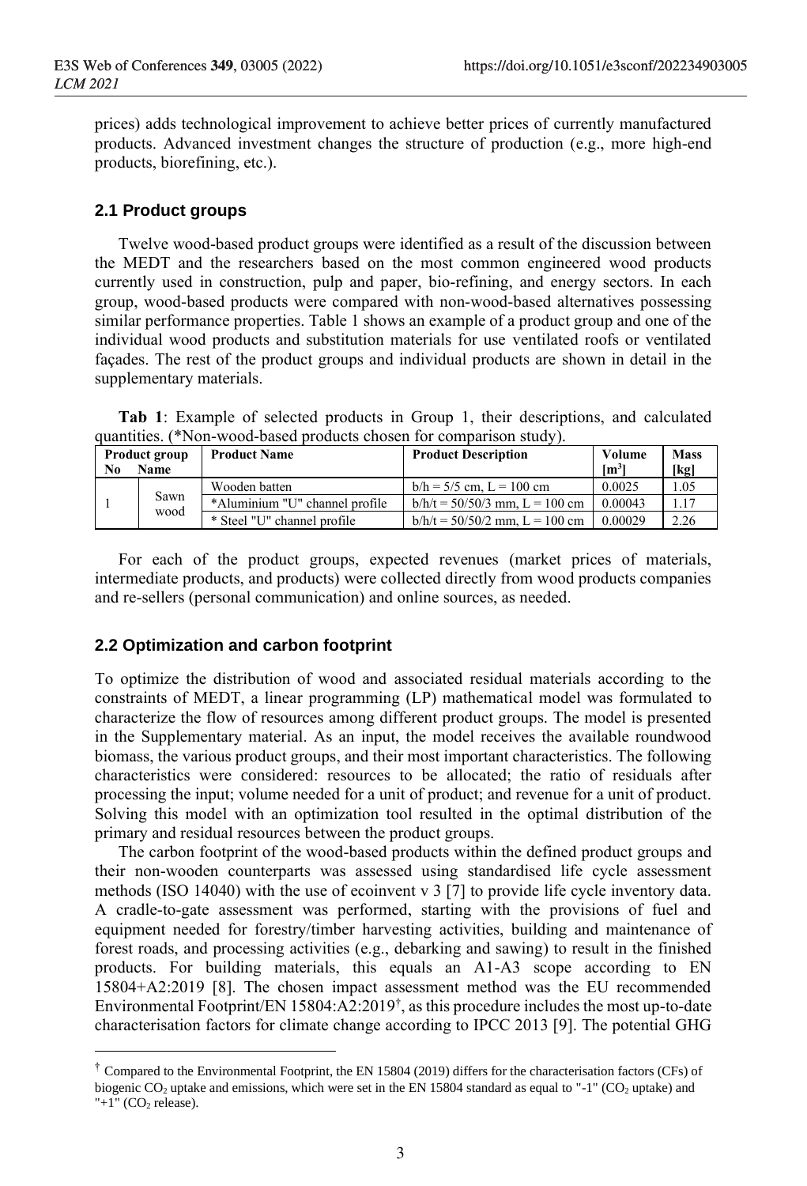prices) adds technological improvement to achieve better prices of currently manufactured products. Advanced investment changes the structure of production (e.g., more high-end products, biorefining, etc.).

## 2.1 Product groups

Twelve wood-based product groups were identified as a result of the discussion between the MEDT and the researchers based on the most common engineered wood products currently used in construction, pulp and paper, bio-refining, and energy sectors. In each group, wood-based products were compared with non-wood-based alternatives possessing similar performance properties. Table 1 shows an example of a product group and one of the individual wood products and substitution materials for use ventilated roofs or ventilated façades. The rest of the product groups and individual products are shown in detail in the supplementary materials.

**Tab 1**: Example of selected products in Group 1, their descriptions, and calculated quantities. (*Non-wood-based products chosen for comparison study).

| Product group No | Product group Name | Product Name | Product Description | Volume [m³] | Mass [kg] |
|---|---|---|---|---|---|
| 1 | Sawn wood | Wooden batten | b/h = 5/5 cm, L = 100 cm | 0.0025 | 1.05 |
| | | *Aluminium "U" channel profile | b/h/t = 50/50/3 mm, L = 100 cm | 0.00043 | 1.17 |
| | | * Steel "U" channel profile | b/h/t = 50/50/2 mm, L = 100 cm | 0.00029 | 2.26 |

For each of the product groups, expected revenues (market prices of materials, intermediate products, and products) were collected directly from wood products companies and re-sellers (personal communication) and online sources, as needed.

## 2.2 Optimization and carbon footprint

To optimize the distribution of wood and associated residual materials according to the constraints of MEDT, a linear programming (LP) mathematical model was formulated to characterize the flow of resources among different product groups. The model is presented in the Supplementary material. As an input, the model receives the available roundwood biomass, the various product groups, and their most important characteristics. The following characteristics were considered: resources to be allocated; the ratio of residuals after processing the input; volume needed for a unit of product; and revenue for a unit of product. Solving this model with an optimization tool resulted in the optimal distribution of the primary and residual resources between the product groups.

The carbon footprint of the wood-based products within the defined product groups and their non-wooden counterparts was assessed using standardised life cycle assessment methods (ISO 14040) with the use of ecoinvent v 3 [7] to provide life cycle inventory data. A cradle-to-gate assessment was performed, starting with the provisions of fuel and equipment needed for forestry/timber harvesting activities, building and maintenance of forest roads, and processing activities (e.g., debarking and sawing) to result in the finished products. For building materials, this equals an A1-A3 scope according to EN 15804+A2:2019 [8]. The chosen impact assessment method was the EU recommended Environmental Footprint/EN 15804:A2:2019[†], as this procedure includes the most up-to-date characterisation factors for climate change according to IPCC 2013 [9]. The potential GHG

[†] Compared to the Environmental Footprint, the EN 15804 (2019) differs for the characterisation factors (CFs) of biogenic $CO_2$ uptake and emissions, which were set in the EN 15804 standard as equal to "-1" ($CO_2$ uptake) and "+1" ($CO_2$ release).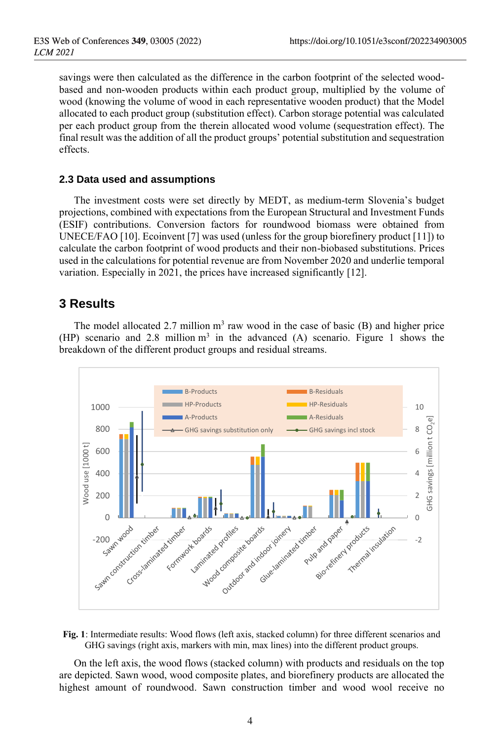savings were then calculated as the difference in the carbon footprint of the selected wood-based and non-wooden products within each product group, multiplied by the volume of wood (knowing the volume of wood in each representative wooden product) that the Model allocated to each product group (substitution effect). Carbon storage potential was calculated per each product group from the therein allocated wood volume (sequestration effect). The final result was the addition of all the product groups' potential substitution and sequestration effects.

### 2.3 Data used and assumptions

The investment costs were set directly by MEDT, as medium-term Slovenia's budget projections, combined with expectations from the European Structural and Investment Funds (ESIF) contributions. Conversion factors for roundwood biomass were obtained from UNECE/FAO [10]. Ecoinvent [7] was used (unless for the group biorefinery product [11]) to calculate the carbon footprint of wood products and their non-biobased substitutions. Prices used in the calculations for potential revenue are from November 2020 and underlie temporal variation. Especially in 2021, the prices have increased significantly [12].

## 3 Results

The model allocated 2.7 million m$^3$ raw wood in the case of basic (B) and higher price (HP) scenario and 2.8 million m$^3$ in the advanced (A) scenario. Figure 1 shows the breakdown of the different product groups and residual streams.

**Fig. 1**: Intermediate results: Wood flows (left axis, stacked column) for three different scenarios and GHG savings (right axis, markers with min, max lines) into the different product groups.

On the left axis, the wood flows (stacked column) with products and residuals on the top are depicted. Sawn wood, wood composite plates, and biorefinery products are allocated the highest amount of roundwood. Sawn construction timber and wood wool receive no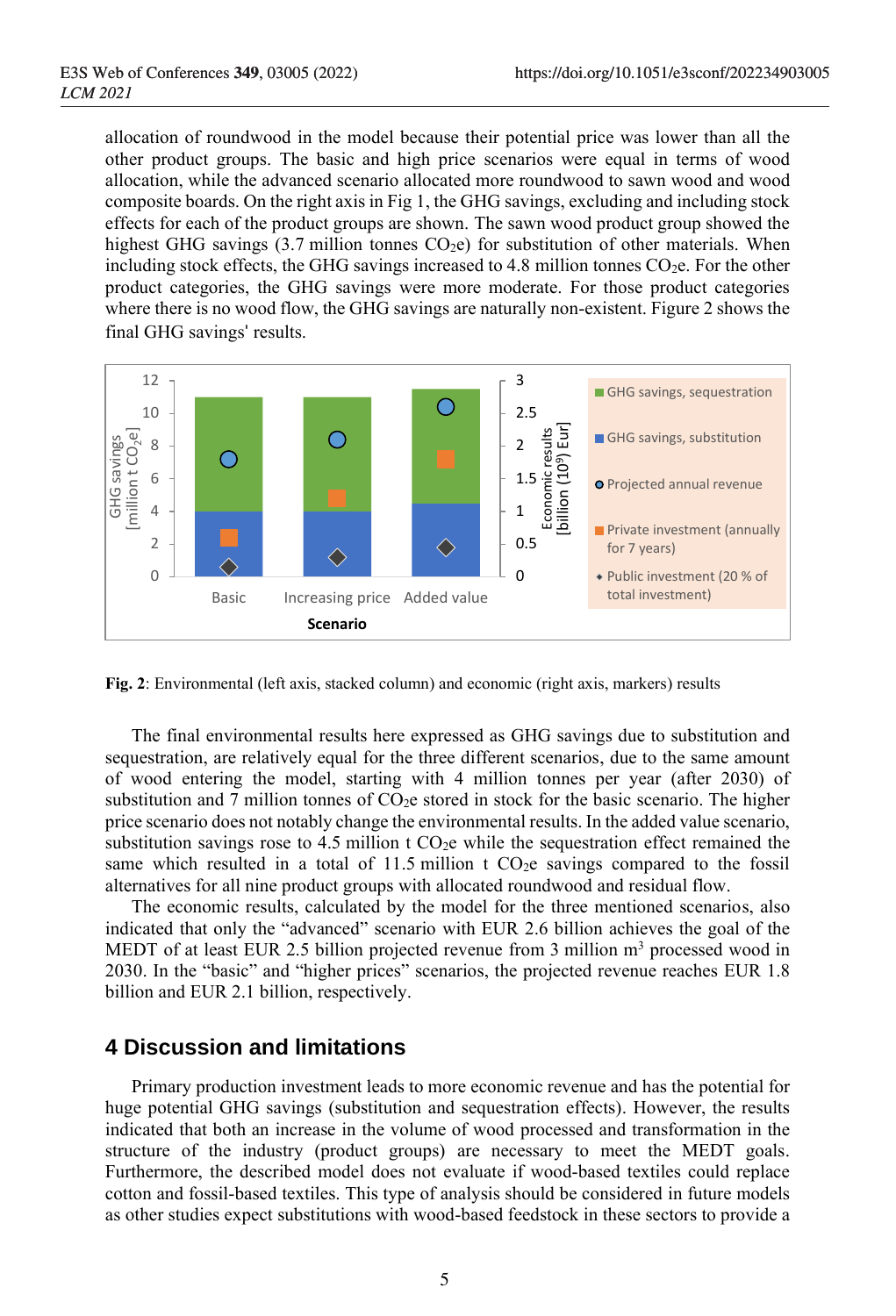allocation of roundwood in the model because their potential price was lower than all the other product groups. The basic and high price scenarios were equal in terms of wood allocation, while the advanced scenario allocated more roundwood to sawn wood and wood composite boards. On the right axis in Fig 1, the GHG savings, excluding and including stock effects for each of the product groups are shown. The sawn wood product group showed the highest GHG savings (3.7 million tonnes $CO_2e$) for substitution of other materials. When including stock effects, the GHG savings increased to 4.8 million tonnes $CO_2e$. For the other product categories, the GHG savings were more moderate. For those product categories where there is no wood flow, the GHG savings are naturally non-existent. Figure 2 shows the final GHG savings' results.

**Fig. 2**: Environmental (left axis, stacked column) and economic (right axis, markers) results

The final environmental results here expressed as GHG savings due to substitution and sequestration, are relatively equal for the three different scenarios, due to the same amount of wood entering the model, starting with 4 million tonnes per year (after 2030) of substitution and 7 million tonnes of $CO_2e$ stored in stock for the basic scenario. The higher price scenario does not notably change the environmental results. In the added value scenario, substitution savings rose to 4.5 million t $CO_2e$ while the sequestration effect remained the same which resulted in a total of 11.5 million t $CO_2e$ savings compared to the fossil alternatives for all nine product groups with allocated roundwood and residual flow.

The economic results, calculated by the model for the three mentioned scenarios, also indicated that only the "advanced" scenario with EUR 2.6 billion achieves the goal of the MEDT of at least EUR 2.5 billion projected revenue from 3 million $m^3$ processed wood in 2030. In the "basic" and "higher prices" scenarios, the projected revenue reaches EUR 1.8 billion and EUR 2.1 billion, respectively.

## 4 Discussion and limitations

Primary production investment leads to more economic revenue and has the potential for huge potential GHG savings (substitution and sequestration effects). However, the results indicated that both an increase in the volume of wood processed and transformation in the structure of the industry (product groups) are necessary to meet the MEDT goals. Furthermore, the described model does not evaluate if wood-based textiles could replace cotton and fossil-based textiles. This type of analysis should be considered in future models as other studies expect substitutions with wood-based feedstock in these sectors to provide a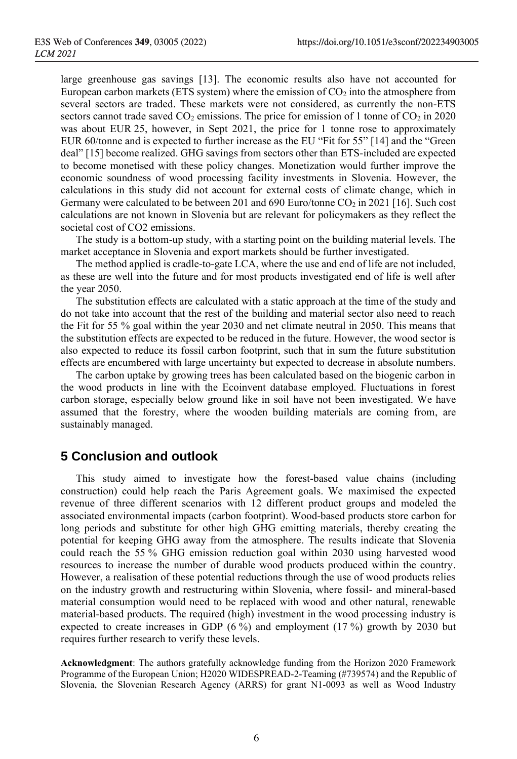large greenhouse gas savings [13]. The economic results also have not accounted for European carbon markets (ETS system) where the emission of $CO_2$ into the atmosphere from several sectors are traded. These markets were not considered, as currently the non-ETS sectors cannot trade saved $CO_2$ emissions. The price for emission of 1 tonne of $CO_2$ in 2020 was about EUR 25, however, in Sept 2021, the price for 1 tonne rose to approximately EUR 60/tonne and is expected to further increase as the EU "Fit for 55" [14] and the "Green deal" [15] become realized. GHG savings from sectors other than ETS-included are expected to become monetised with these policy changes. Monetization would further improve the economic soundness of wood processing facility investments in Slovenia. However, the calculations in this study did not account for external costs of climate change, which in Germany were calculated to be between 201 and 690 Euro/tonne $CO_2$ in 2021 [16]. Such cost calculations are not known in Slovenia but are relevant for policymakers as they reflect the societal cost of CO2 emissions.

The study is a bottom-up study, with a starting point on the building material levels. The market acceptance in Slovenia and export markets should be further investigated.

The method applied is cradle-to-gate LCA, where the use and end of life are not included, as these are well into the future and for most products investigated end of life is well after the year 2050.

The substitution effects are calculated with a static approach at the time of the study and do not take into account that the rest of the building and material sector also need to reach the Fit for 55 % goal within the year 2030 and net climate neutral in 2050. This means that the substitution effects are expected to be reduced in the future. However, the wood sector is also expected to reduce its fossil carbon footprint, such that in sum the future substitution effects are encumbered with large uncertainty but expected to decrease in absolute numbers.

The carbon uptake by growing trees has been calculated based on the biogenic carbon in the wood products in line with the Ecoinvent database employed. Fluctuations in forest carbon storage, especially below ground like in soil have not been investigated. We have assumed that the forestry, where the wooden building materials are coming from, are sustainably managed.

## 5 Conclusion and outlook

This study aimed to investigate how the forest-based value chains (including construction) could help reach the Paris Agreement goals. We maximised the expected revenue of three different scenarios with 12 different product groups and modeled the associated environmental impacts (carbon footprint). Wood-based products store carbon for long periods and substitute for other high GHG emitting materials, thereby creating the potential for keeping GHG away from the atmosphere. The results indicate that Slovenia could reach the 55 % GHG emission reduction goal within 2030 using harvested wood resources to increase the number of durable wood products produced within the country. However, a realisation of these potential reductions through the use of wood products relies on the industry growth and restructuring within Slovenia, where fossil- and mineral-based material consumption would need to be replaced with wood and other natural, renewable material-based products. The required (high) investment in the wood processing industry is expected to create increases in GDP (6 %) and employment (17 %) growth by 2030 but requires further research to verify these levels.

**Acknowledgment**: The authors gratefully acknowledge funding from the Horizon 2020 Framework Programme of the European Union; H2020 WIDESPREAD-2-Teaming (#739574) and the Republic of Slovenia, the Slovenian Research Agency (ARRS) for grant N1-0093 as well as Wood Industry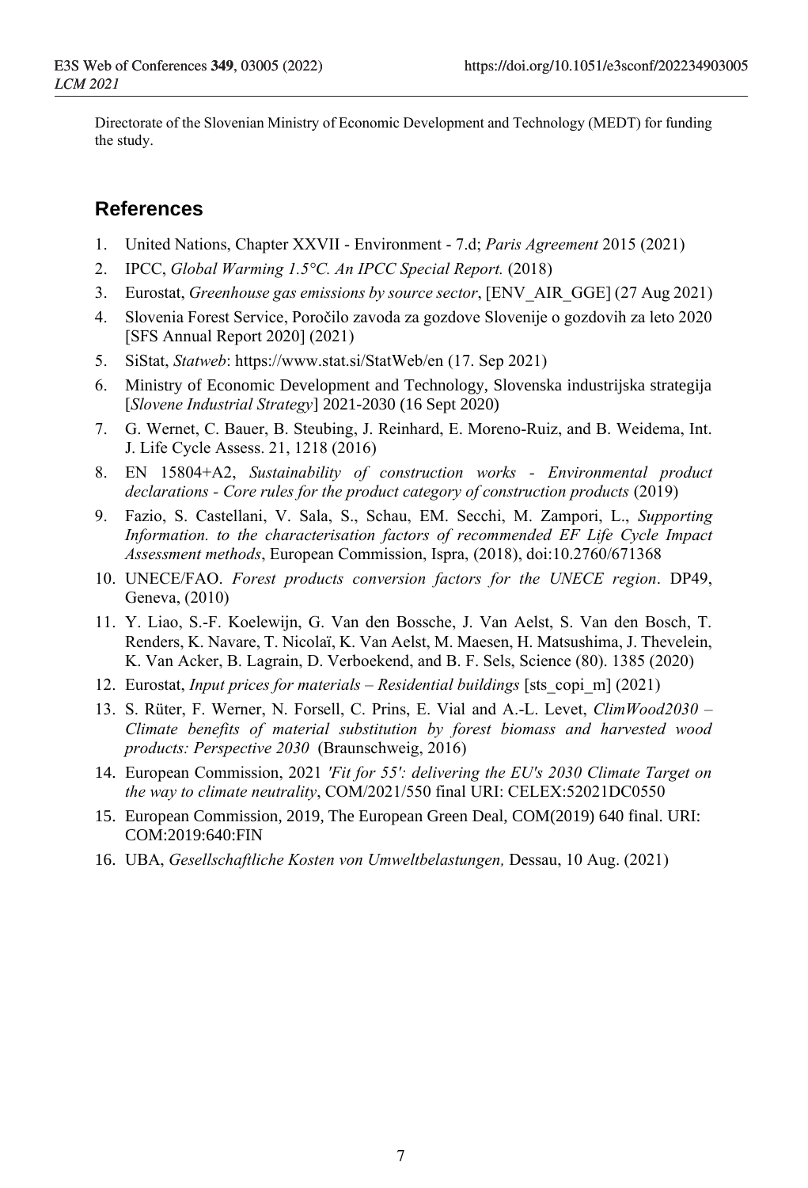Directorate of the Slovenian Ministry of Economic Development and Technology (MEDT) for funding the study.

## References

1. United Nations, Chapter XXVII - Environment - 7.d; *Paris Agreement* 2015 (2021)
2. IPCC, *Global Warming 1.5°C. An IPCC Special Report.* (2018)
3. Eurostat, *Greenhouse gas emissions by source sector*, [ENV_AIR_GGE] (27 Aug 2021)
4. Slovenia Forest Service, Poročilo zavoda za gozdove Slovenije o gozdovih za leto 2020 [SFS Annual Report 2020] (2021)
5. SiStat, *Statweb*: https://www.stat.si/StatWeb/en (17. Sep 2021)
6. Ministry of Economic Development and Technology, Slovenska industrijska strategija [*Slovene Industrial Strategy*] 2021-2030 (16 Sept 2020)
7. G. Wernet, C. Bauer, B. Steubing, J. Reinhard, E. Moreno-Ruiz, and B. Weidema, Int. J. Life Cycle Assess. 21, 1218 (2016)
8. EN 15804+A2, *Sustainability of construction works - Environmental product declarations - Core rules for the product category of construction products* (2019)
9. Fazio, S. Castellani, V. Sala, S., Schau, EM. Secchi, M. Zampori, L., *Supporting Information. to the characterisation factors of recommended EF Life Cycle Impact Assessment methods*, European Commission, Ispra, (2018), doi:10.2760/671368
10. UNECE/FAO. *Forest products conversion factors for the UNECE region*. DP49, Geneva, (2010)
11. Y. Liao, S.-F. Koelewijn, G. Van den Bossche, J. Van Aelst, S. Van den Bosch, T. Renders, K. Navare, T. Nicolaï, K. Van Aelst, M. Maesen, H. Matsushima, J. Thevelein, K. Van Acker, B. Lagrain, D. Verboekend, and B. F. Sels, Science (80). 1385 (2020)
12. Eurostat, *Input prices for materials – Residential buildings* [sts_copi_m] (2021)
13. S. Rüter, F. Werner, N. Forsell, C. Prins, E. Vial and A.-L. Levet, *ClimWood2030 – Climate benefits of material substitution by forest biomass and harvested wood products: Perspective 2030* (Braunschweig, 2016)
14. European Commission, 2021 *'Fit for 55': delivering the EU's 2030 Climate Target on the way to climate neutrality*, COM/2021/550 final URI: CELEX:52021DC0550
15. European Commission, 2019, The European Green Deal, COM(2019) 640 final. URI: COM:2019:640:FIN
16. UBA, *Gesellschaftliche Kosten von Umweltbelastungen,* Dessau, 10 Aug. (2021)